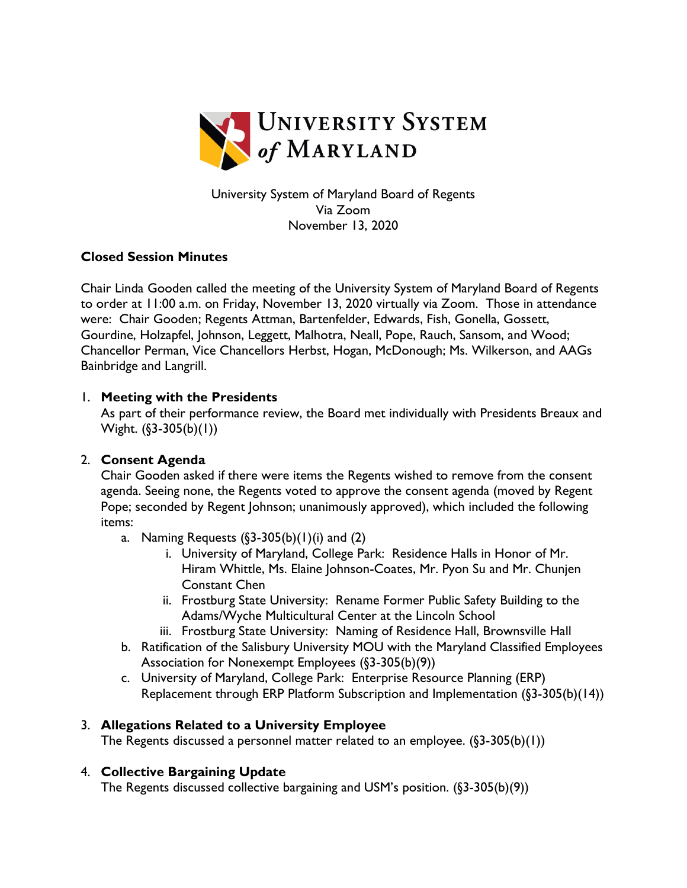University System of Maryland

University System of Maryland Board of Regents
Via Zoom
November 13, 2020

**Closed Session Minutes**

Chair Linda Gooden called the meeting of the University System of Maryland Board of Regents to order at 11:00 a.m. on Friday, November 13, 2020 virtually via Zoom. Those in attendance were: Chair Gooden; Regents Attman, Bartenfelder, Edwards, Fish, Gonella, Gossett, Gourdine, Holzapfel, Johnson, Leggett, Malhotra, Neall, Pope, Rauch, Sansom, and Wood; Chancellor Perman, Vice Chancellors Herbst, Hogan, McDonough; Ms. Wilkerson, and AAGs Bainbridge and Langrill.

1. **Meeting with the Presidents**
   As part of their performance review, the Board met individually with Presidents Breaux and Wight. (§3-305(b)(1))

2. **Consent Agenda**
   Chair Gooden asked if there were items the Regents wished to remove from the consent agenda. Seeing none, the Regents voted to approve the consent agenda (moved by Regent Pope; seconded by Regent Johnson; unanimously approved), which included the following items:
   a. Naming Requests (§3-305(b)(1)(i) and (2)
      i. University of Maryland, College Park: Residence Halls in Honor of Mr. Hiram Whittle, Ms. Elaine Johnson-Coates, Mr. Pyon Su and Mr. Chunjen Constant Chen
      ii. Frostburg State University: Rename Former Public Safety Building to the Adams/Wyche Multicultural Center at the Lincoln School
      iii. Frostburg State University: Naming of Residence Hall, Brownsville Hall
   b. Ratification of the Salisbury University MOU with the Maryland Classified Employees Association for Nonexempt Employees (§3-305(b)(9))
   c. University of Maryland, College Park: Enterprise Resource Planning (ERP) Replacement through ERP Platform Subscription and Implementation (§3-305(b)(14))

3. **Allegations Related to a University Employee**
   The Regents discussed a personnel matter related to an employee. (§3-305(b)(1))

4. **Collective Bargaining Update**
   The Regents discussed collective bargaining and USM's position. (§3-305(b)(9))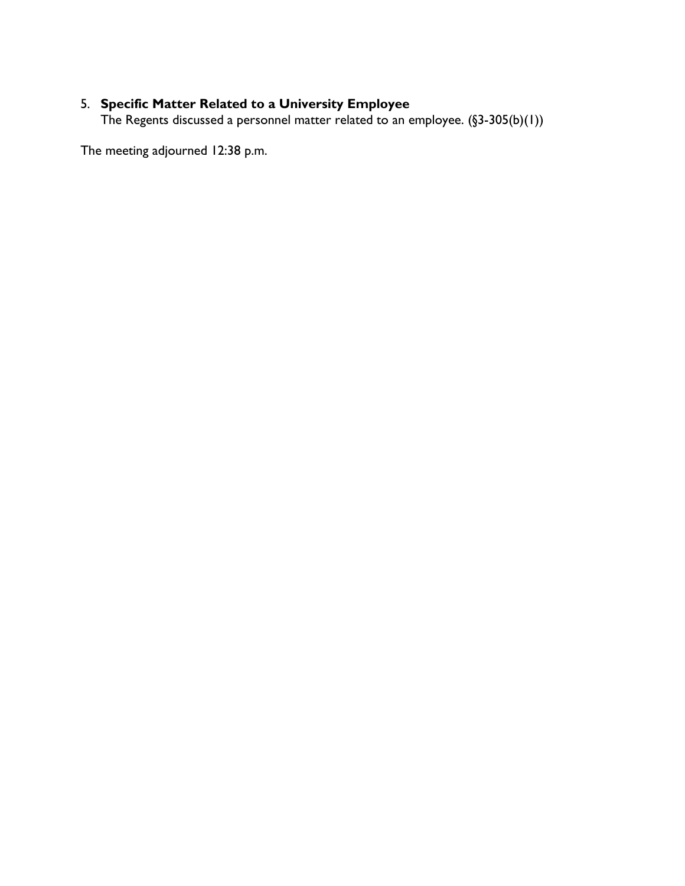5. **Specific Matter Related to a University Employee**
   The Regents discussed a personnel matter related to an employee. (§3-305(b)(1))

The meeting adjourned 12:38 p.m.